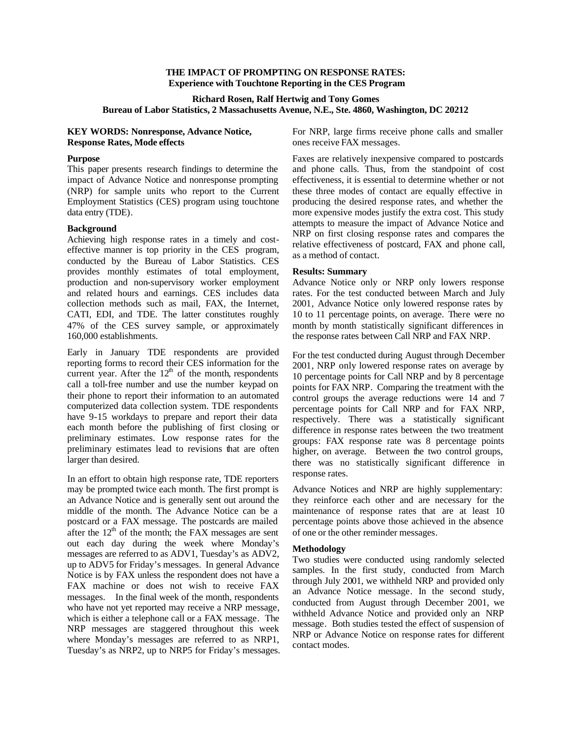# THE IMPACT OF PROMPTING ON RESPONSE RATES:
## Experience with Touchtone Reporting in the CES Program

**Richard Rosen, Ralf Hertwig and Tony Gomes**
**Bureau of Labor Statistics, 2 Massachusetts Avenue, N.E., Ste. 4860, Washington, DC 20212**

**KEY WORDS: Nonresponse, Advance Notice, Response Rates, Mode effects**

### Purpose

This paper presents research findings to determine the impact of Advance Notice and nonresponse prompting (NRP) for sample units who report to the Current Employment Statistics (CES) program using touchtone data entry (TDE).

### Background

Achieving high response rates in a timely and cost-effective manner is top priority in the CES program, conducted by the Bureau of Labor Statistics. CES provides monthly estimates of total employment, production and non-supervisory worker employment and related hours and earnings. CES includes data collection methods such as mail, FAX, the Internet, CATI, EDI, and TDE. The latter constitutes roughly 47% of the CES survey sample, or approximately 160,000 establishments.

Early in January TDE respondents are provided reporting forms to record their CES information for the current year. After the 12[th] of the month, respondents call a toll-free number and use the number keypad on their phone to report their information to an automated computerized data collection system. TDE respondents have 9-15 workdays to prepare and report their data each month before the publishing of first closing or preliminary estimates. Low response rates for the preliminary estimates lead to revisions that are often larger than desired.

In an effort to obtain high response rate, TDE reporters may be prompted twice each month. The first prompt is an Advance Notice and is generally sent out around the middle of the month. The Advance Notice can be a postcard or a FAX message. The postcards are mailed after the 12[th] of the month; the FAX messages are sent out each day during the week where Monday's messages are referred to as ADV1, Tuesday's as ADV2, up to ADV5 for Friday's messages. In general Advance Notice is by FAX unless the respondent does not have a FAX machine or does not wish to receive FAX messages. In the final week of the month, respondents who have not yet reported may receive a NRP message, which is either a telephone call or a FAX message. The NRP messages are staggered throughout this week where Monday's messages are referred to as NRP1, Tuesday's as NRP2, up to NRP5 for Friday's messages. For NRP, large firms receive phone calls and smaller ones receive FAX messages.

Faxes are relatively inexpensive compared to postcards and phone calls. Thus, from the standpoint of cost effectiveness, it is essential to determine whether or not these three modes of contact are equally effective in producing the desired response rates, and whether the more expensive modes justify the extra cost. This study attempts to measure the impact of Advance Notice and NRP on first closing response rates and compares the relative effectiveness of postcard, FAX and phone call, as a method of contact.

### Results: Summary

Advance Notice only or NRP only lowers response rates. For the test conducted between March and July 2001, Advance Notice only lowered response rates by 10 to 11 percentage points, on average. There were no month by month statistically significant differences in the response rates between Call NRP and FAX NRP.

For the test conducted during August through December 2001, NRP only lowered response rates on average by 10 percentage points for Call NRP and by 8 percentage points for FAX NRP. Comparing the treatment with the control groups the average reductions were 14 and 7 percentage points for Call NRP and for FAX NRP, respectively. There was a statistically significant difference in response rates between the two treatment groups: FAX response rate was 8 percentage points higher, on average. Between the two control groups, there was no statistically significant difference in response rates.

Advance Notices and NRP are highly supplementary: they reinforce each other and are necessary for the maintenance of response rates that are at least 10 percentage points above those achieved in the absence of one or the other reminder messages.

### Methodology

Two studies were conducted using randomly selected samples. In the first study, conducted from March through July 2001, we withheld NRP and provided only an Advance Notice message. In the second study, conducted from August through December 2001, we withheld Advance Notice and provided only an NRP message. Both studies tested the effect of suspension of NRP or Advance Notice on response rates for different contact modes.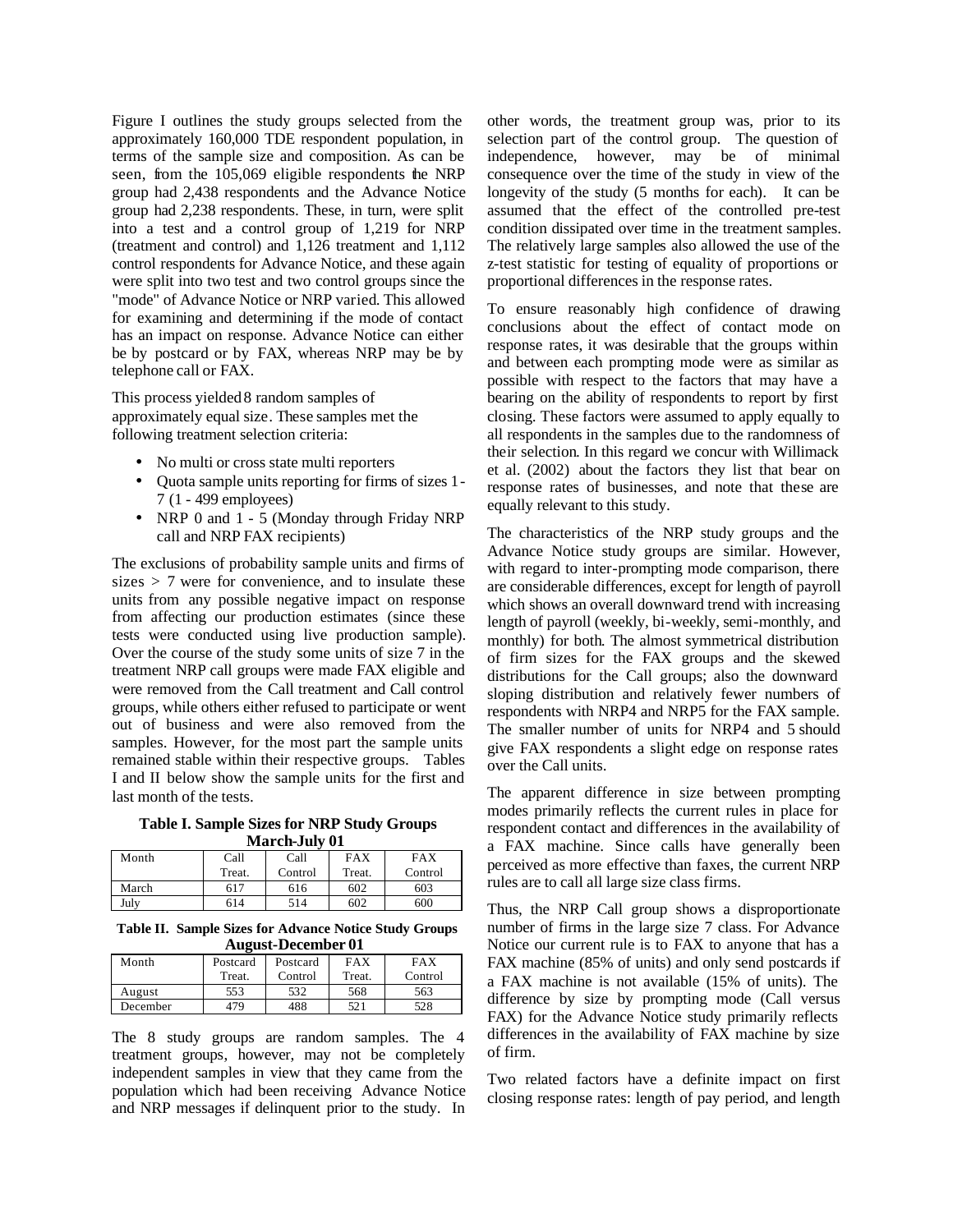Figure I outlines the study groups selected from the approximately 160,000 TDE respondent population, in terms of the sample size and composition. As can be seen, from the 105,069 eligible respondents the NRP group had 2,438 respondents and the Advance Notice group had 2,238 respondents. These, in turn, were split into a test and a control group of 1,219 for NRP (treatment and control) and 1,126 treatment and 1,112 control respondents for Advance Notice, and these again were split into two test and two control groups since the "mode" of Advance Notice or NRP varied. This allowed for examining and determining if the mode of contact has an impact on response. Advance Notice can either be by postcard or by FAX, whereas NRP may be by telephone call or FAX.

This process yielded 8 random samples of approximately equal size. These samples met the following treatment selection criteria:

- No multi or cross state multi reporters
- Quota sample units reporting for firms of sizes 1-7 (1 - 499 employees)
- NRP 0 and 1 - 5 (Monday through Friday NRP call and NRP FAX recipients)

The exclusions of probability sample units and firms of sizes > 7 were for convenience, and to insulate these units from any possible negative impact on response from affecting our production estimates (since these tests were conducted using live production sample). Over the course of the study some units of size 7 in the treatment NRP call groups were made FAX eligible and were removed from the Call treatment and Call control groups, while others either refused to participate or went out of business and were also removed from the samples. However, for the most part the sample units remained stable within their respective groups. Tables I and II below show the sample units for the first and last month of the tests.

**Table I. Sample Sizes for NRP Study Groups March-July 01**

| Month | Call Treat. | Call Control | FAX Treat. | FAX Control |
|---|---|---|---|---|
| March | 617 | 616 | 602 | 603 |
| July | 614 | 514 | 602 | 600 |

**Table II. Sample Sizes for Advance Notice Study Groups August-December 01**

| Month | Postcard Treat. | Postcard Control | FAX Treat. | FAX Control |
|---|---|---|---|---|
| August | 553 | 532 | 568 | 563 |
| December | 479 | 488 | 521 | 528 |

The 8 study groups are random samples. The 4 treatment groups, however, may not be completely independent samples in view that they came from the population which had been receiving Advance Notice and NRP messages if delinquent prior to the study. In other words, the treatment group was, prior to its selection part of the control group. The question of independence, however, may be of minimal consequence over the time of the study in view of the longevity of the study (5 months for each). It can be assumed that the effect of the controlled pre-test condition dissipated over time in the treatment samples. The relatively large samples also allowed the use of the z-test statistic for testing of equality of proportions or proportional differences in the response rates.

To ensure reasonably high confidence of drawing conclusions about the effect of contact mode on response rates, it was desirable that the groups within and between each prompting mode were as similar as possible with respect to the factors that may have a bearing on the ability of respondents to report by first closing. These factors were assumed to apply equally to all respondents in the samples due to the randomness of their selection. In this regard we concur with Willimack et al. (2002) about the factors they list that bear on response rates of businesses, and note that these are equally relevant to this study.

The characteristics of the NRP study groups and the Advance Notice study groups are similar. However, with regard to inter-prompting mode comparison, there are considerable differences, except for length of payroll which shows an overall downward trend with increasing length of payroll (weekly, bi-weekly, semi-monthly, and monthly) for both. The almost symmetrical distribution of firm sizes for the FAX groups and the skewed distributions for the Call groups; also the downward sloping distribution and relatively fewer numbers of respondents with NRP4 and NRP5 for the FAX sample. The smaller number of units for NRP4 and 5 should give FAX respondents a slight edge on response rates over the Call units.

The apparent difference in size between prompting modes primarily reflects the current rules in place for respondent contact and differences in the availability of a FAX machine. Since calls have generally been perceived as more effective than faxes, the current NRP rules are to call all large size class firms.

Thus, the NRP Call group shows a disproportionate number of firms in the large size 7 class. For Advance Notice our current rule is to FAX to anyone that has a FAX machine (85% of units) and only send postcards if a FAX machine is not available (15% of units). The difference by size by prompting mode (Call versus FAX) for the Advance Notice study primarily reflects differences in the availability of FAX machine by size of firm.

Two related factors have a definite impact on first closing response rates: length of pay period, and length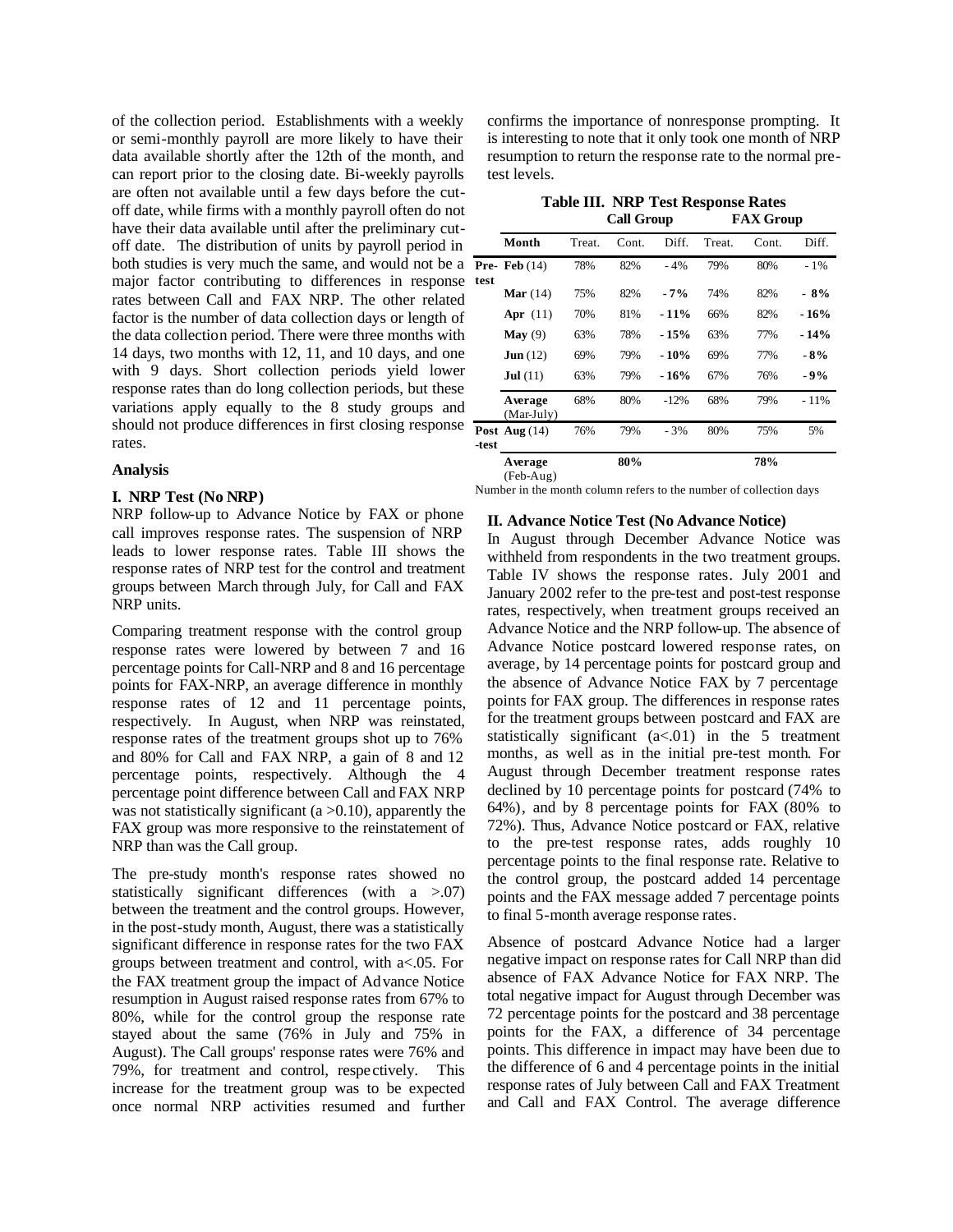of the collection period. Establishments with a weekly or semi-monthly payroll are more likely to have their data available shortly after the 12th of the month, and can report prior to the closing date. Bi-weekly payrolls are often not available until a few days before the cut-off date, while firms with a monthly payroll often do not have their data available until after the preliminary cut-off date. The distribution of units by payroll period in both studies is very much the same, and would not be a major factor contributing to differences in response rates between Call and FAX NRP. The other related factor is the number of data collection days or length of the data collection period. There were three months with 14 days, two months with 12, 11, and 10 days, and one with 9 days. Short collection periods yield lower response rates than do long collection periods, but these variations apply equally to the 8 study groups and should not produce differences in first closing response rates.

**Analysis**

**I. NRP Test (No NRP)**

NRP follow-up to Advance Notice by FAX or phone call improves response rates. The suspension of NRP leads to lower response rates. Table III shows the response rates of NRP test for the control and treatment groups between March through July, for Call and FAX NRP units.

Comparing treatment response with the control group response rates were lowered by between 7 and 16 percentage points for Call-NRP and 8 and 16 percentage points for FAX-NRP, an average difference in monthly response rates of 12 and 11 percentage points, respectively. In August, when NRP was reinstated, response rates of the treatment groups shot up to 76% and 80% for Call and FAX NRP, a gain of 8 and 12 percentage points, respectively. Although the 4 percentage point difference between Call and FAX NRP was not statistically significant (a >0.10), apparently the FAX group was more responsive to the reinstatement of NRP than was the Call group.

The pre-study month's response rates showed no statistically significant differences (with a >.07) between the treatment and the control groups. However, in the post-study month, August, there was a statistically significant difference in response rates for the two FAX groups between treatment and control, with a<.05. For the FAX treatment group the impact of Advance Notice resumption in August raised response rates from 67% to 80%, while for the control group the response rate stayed about the same (76% in July and 75% in August). The Call groups' response rates were 76% and 79%, for treatment and control, respectively. This increase for the treatment group was to be expected once normal NRP activities resumed and further confirms the importance of nonresponse prompting. It is interesting to note that it only took one month of NRP resumption to return the response rate to the normal pre-test levels.

**Table III. NRP Test Response Rates**

| | | Call Group | | | FAX Group | | |
|---|---|---|---|---|---|---|---|
| | **Month** | Treat. | Cont. | Diff. | Treat. | Cont. | Diff. |
| **Pre-test** | **Feb** (14) | 78% | 82% | - 4% | 79% | 80% | - 1% |
| | **Mar** (14) | 75% | 82% | **- 7%** | 74% | 82% | **- 8%** |
| | **Apr** (11) | 70% | 81% | **- 11%** | 66% | 82% | **- 16%** |
| | **May** (9) | 63% | 78% | **- 15%** | 63% | 77% | **- 14%** |
| | **Jun** (12) | 69% | 79% | **- 10%** | 69% | 77% | **- 8%** |
| | **Jul** (11) | 63% | 79% | **- 16%** | 67% | 76% | **- 9%** |
| | **Average** (Mar-July) | 68% | 80% | -12% | 68% | 79% | - 11% |
| **Post -test** | **Aug** (14) | 76% | 79% | - 3% | 80% | 75% | 5% |
| | **Average** (Feb-Aug) | | **80%** | | | **78%** | |

Number in the month column refers to the number of collection days

**II. Advance Notice Test (No Advance Notice)**

In August through December Advance Notice was withheld from respondents in the two treatment groups. Table IV shows the response rates. July 2001 and January 2002 refer to the pre-test and post-test response rates, respectively, when treatment groups received an Advance Notice and the NRP follow-up. The absence of Advance Notice postcard lowered response rates, on average, by 14 percentage points for postcard group and the absence of Advance Notice FAX by 7 percentage points for FAX group. The differences in response rates for the treatment groups between postcard and FAX are statistically significant (a<.01) in the 5 treatment months, as well as in the initial pre-test month. For August through December treatment response rates declined by 10 percentage points for postcard (74% to 64%), and by 8 percentage points for FAX (80% to 72%). Thus, Advance Notice postcard or FAX, relative to the pre-test response rates, adds roughly 10 percentage points to the final response rate. Relative to the control group, the postcard added 14 percentage points and the FAX message added 7 percentage points to final 5-month average response rates.

Absence of postcard Advance Notice had a larger negative impact on response rates for Call NRP than did absence of FAX Advance Notice for FAX NRP. The total negative impact for August through December was 72 percentage points for the postcard and 38 percentage points for the FAX, a difference of 34 percentage points. This difference in impact may have been due to the difference of 6 and 4 percentage points in the initial response rates of July between Call and FAX Treatment and Call and FAX Control. The average difference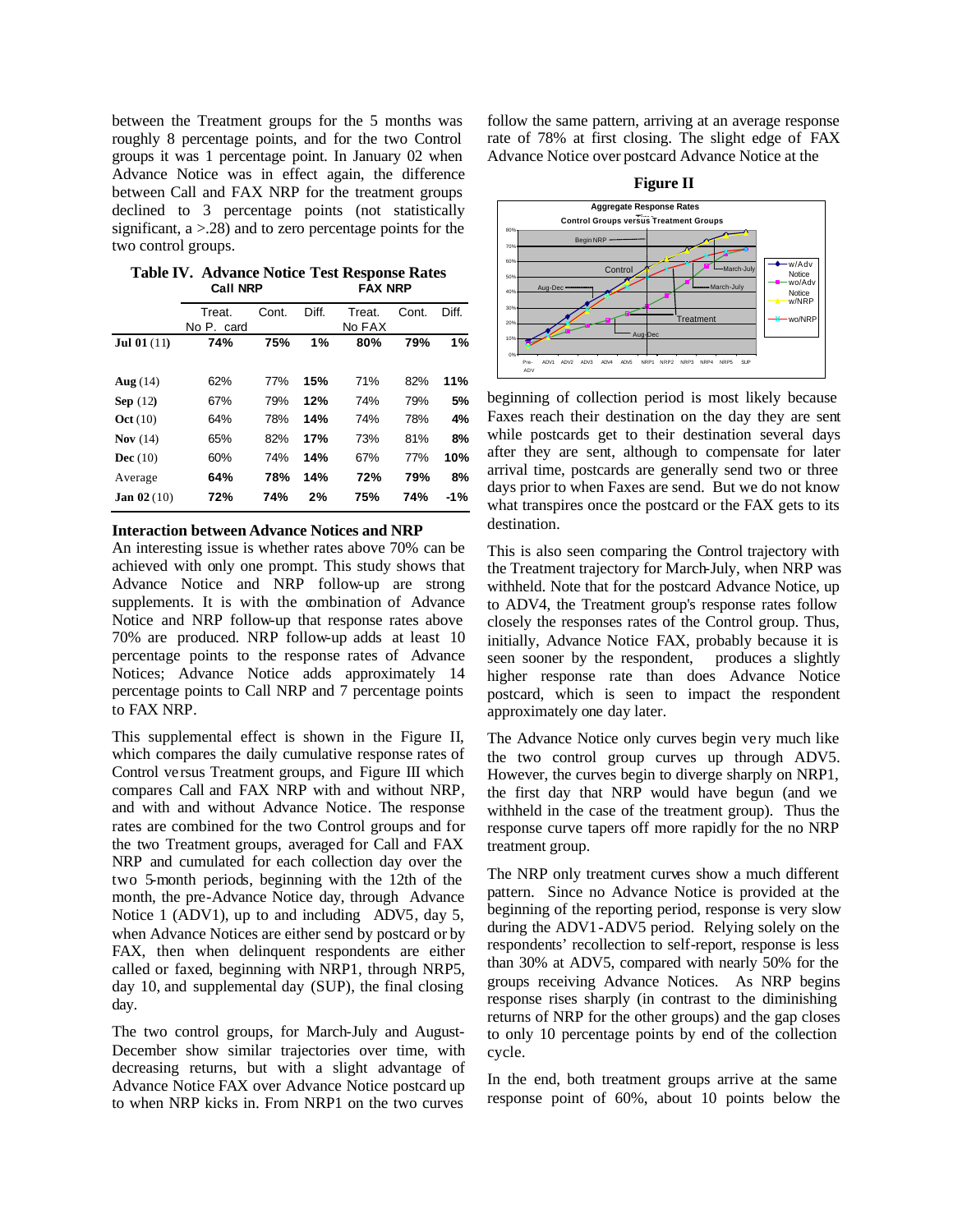between the Treatment groups for the 5 months was roughly 8 percentage points, and for the two Control groups it was 1 percentage point. In January 02 when Advance Notice was in effect again, the difference between Call and FAX NRP for the treatment groups declined to 3 percentage points (not statistically significant, a >.28) and to zero percentage points for the two control groups.

**Table IV. Advance Notice Test Response Rates**

| | Call NRP | | | FAX NRP | | |
|---|---|---|---|---|---|---|
| | Treat. No P. card | Cont. | Diff. | Treat. No FAX | Cont. | Diff. |
| **Jul 01** (11) | **74%** | **75%** | **1%** | **80%** | **79%** | **1%** |
| **Aug** (14) | 62% | 77% | **15%** | 71% | 82% | **11%** |
| **Sep** (12) | 67% | 79% | **12%** | 74% | 79% | **5%** |
| **Oct** (10) | 64% | 78% | **14%** | 74% | 78% | **4%** |
| **Nov** (14) | 65% | 82% | **17%** | 73% | 81% | **8%** |
| **Dec** (10) | 60% | 74% | **14%** | 67% | 77% | **10%** |
| Average | **64%** | **78%** | **14%** | **72%** | **79%** | **8%** |
| **Jan 02** (10) | **72%** | **74%** | **2%** | **75%** | **74%** | **-1%** |

**Interaction between Advance Notices and NRP**

An interesting issue is whether rates above 70% can be achieved with only one prompt. This study shows that Advance Notice and NRP follow-up are strong supplements. It is with the combination of Advance Notice and NRP follow-up that response rates above 70% are produced. NRP follow-up adds at least 10 percentage points to the response rates of Advance Notices; Advance Notice adds approximately 14 percentage points to Call NRP and 7 percentage points to FAX NRP.

This supplemental effect is shown in the Figure II, which compares the daily cumulative response rates of Control versus Treatment groups, and Figure III which compares Call and FAX NRP with and without NRP, and with and without Advance Notice. The response rates are combined for the two Control groups and for the two Treatment groups, averaged for Call and FAX NRP and cumulated for each collection day over the two 5-month periods, beginning with the 12th of the month, the pre-Advance Notice day, through Advance Notice 1 (ADV1), up to and including ADV5, day 5, when Advance Notices are either send by postcard or by FAX, then when delinquent respondents are either called or faxed, beginning with NRP1, through NRP5, day 10, and supplemental day (SUP), the final closing day.

The two control groups, for March-July and August-December show similar trajectories over time, with decreasing returns, but with a slight advantage of Advance Notice FAX over Advance Notice postcard up to when NRP kicks in. From NRP1 on the two curves follow the same pattern, arriving at an average response rate of 78% at first closing. The slight edge of FAX Advance Notice over postcard Advance Notice at the

**Figure II**

beginning of collection period is most likely because Faxes reach their destination on the day they are sent while postcards get to their destination several days after they are sent, although to compensate for later arrival time, postcards are generally send two or three days prior to when Faxes are send. But we do not know what transpires once the postcard or the FAX gets to its destination.

This is also seen comparing the Control trajectory with the Treatment trajectory for March-July, when NRP was withheld. Note that for the postcard Advance Notice, up to ADV4, the Treatment group's response rates follow closely the responses rates of the Control group. Thus, initially, Advance Notice FAX, probably because it is seen sooner by the respondent, produces a slightly higher response rate than does Advance Notice postcard, which is seen to impact the respondent approximately one day later.

The Advance Notice only curves begin very much like the two control group curves up through ADV5. However, the curves begin to diverge sharply on NRP1, the first day that NRP would have begun (and we withheld in the case of the treatment group). Thus the response curve tapers off more rapidly for the no NRP treatment group.

The NRP only treatment curves show a much different pattern. Since no Advance Notice is provided at the beginning of the reporting period, response is very slow during the ADV1-ADV5 period. Relying solely on the respondents' recollection to self-report, response is less than 30% at ADV5, compared with nearly 50% for the groups receiving Advance Notices. As NRP begins response rises sharply (in contrast to the diminishing returns of NRP for the other groups) and the gap closes to only 10 percentage points by end of the collection cycle.

In the end, both treatment groups arrive at the same response point of 60%, about 10 points below the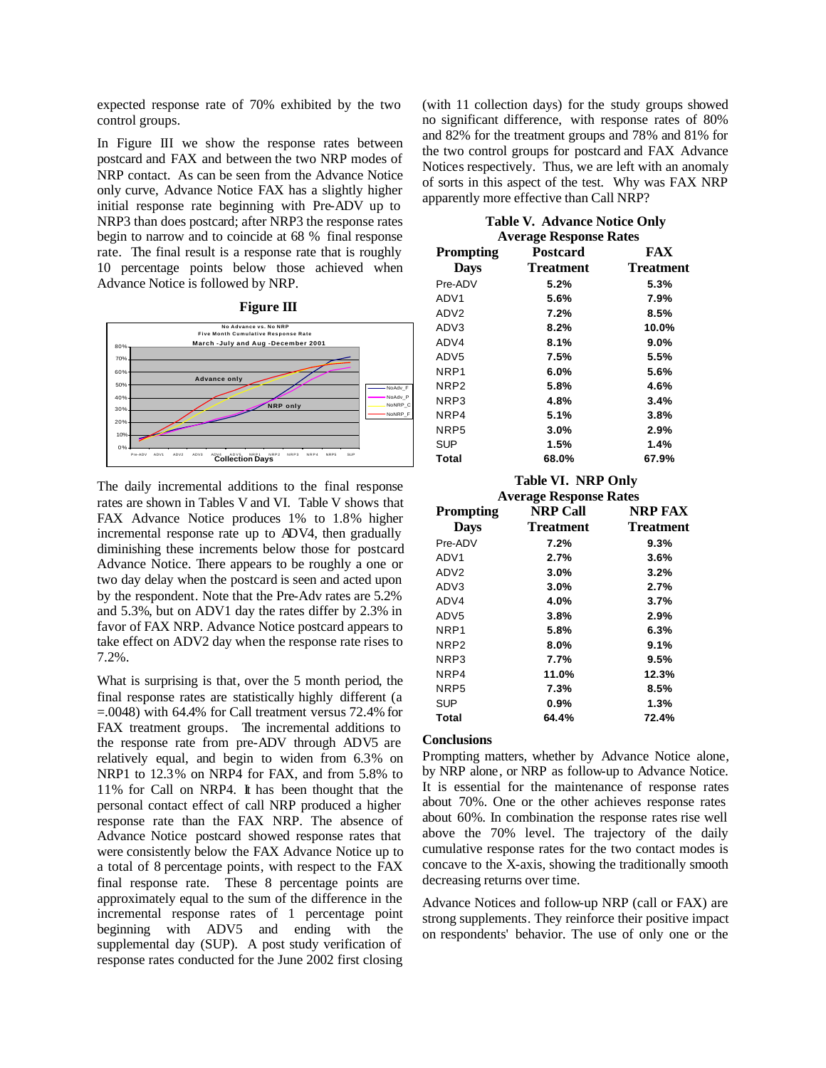expected response rate of 70% exhibited by the two control groups.

In Figure III we show the response rates between postcard and FAX and between the two NRP modes of NRP contact. As can be seen from the Advance Notice only curve, Advance Notice FAX has a slightly higher initial response rate beginning with Pre-ADV up to NRP3 than does postcard; after NRP3 the response rates begin to narrow and to coincide at 68 % final response rate. The final result is a response rate that is roughly 10 percentage points below those achieved when Advance Notice is followed by NRP.

**Figure III**

The daily incremental additions to the final response rates are shown in Tables V and VI. Table V shows that FAX Advance Notice produces 1% to 1.8% higher incremental response rate up to ADV4, then gradually diminishing these increments below those for postcard Advance Notice. There appears to be roughly a one or two day delay when the postcard is seen and acted upon by the respondent. Note that the Pre-Adv rates are 5.2% and 5.3%, but on ADV1 day the rates differ by 2.3% in favor of FAX NRP. Advance Notice postcard appears to take effect on ADV2 day when the response rate rises to 7.2%.

What is surprising is that, over the 5 month period, the final response rates are statistically highly different (a =.0048) with 64.4% for Call treatment versus 72.4% for FAX treatment groups. The incremental additions to the response rate from pre-ADV through ADV5 are relatively equal, and begin to widen from 6.3% on NRP1 to 12.3% on NRP4 for FAX, and from 5.8% to 11% for Call on NRP4. It has been thought that the personal contact effect of call NRP produced a higher response rate than the FAX NRP. The absence of Advance Notice postcard showed response rates that were consistently below the FAX Advance Notice up to a total of 8 percentage points, with respect to the FAX final response rate. These 8 percentage points are approximately equal to the sum of the difference in the incremental response rates of 1 percentage point beginning with ADV5 and ending with the supplemental day (SUP). A post study verification of response rates conducted for the June 2002 first closing (with 11 collection days) for the study groups showed no significant difference, with response rates of 80% and 82% for the treatment groups and 78% and 81% for the two control groups for postcard and FAX Advance Notices respectively. Thus, we are left with an anomaly of sorts in this aspect of the test. Why was FAX NRP apparently more effective than Call NRP?

**Table V. Advance Notice Only Average Response Rates**

| Prompting Days | Postcard Treatment | FAX Treatment |
|---|---|---|
| Pre-ADV | 5.2% | 5.3% |
| ADV1 | 5.6% | 7.9% |
| ADV2 | 7.2% | 8.5% |
| ADV3 | 8.2% | 10.0% |
| ADV4 | 8.1% | 9.0% |
| ADV5 | 7.5% | 5.5% |
| NRP1 | 6.0% | 5.6% |
| NRP2 | 5.8% | 4.6% |
| NRP3 | 4.8% | 3.4% |
| NRP4 | 5.1% | 3.8% |
| NRP5 | 3.0% | 2.9% |
| SUP | 1.5% | 1.4% |
| Total | 68.0% | 67.9% |

**Table VI. NRP Only Average Response Rates**

| Prompting Days | NRP Call Treatment | NRP FAX Treatment |
|---|---|---|
| Pre-ADV | 7.2% | 9.3% |
| ADV1 | 2.7% | 3.6% |
| ADV2 | 3.0% | 3.2% |
| ADV3 | 3.0% | 2.7% |
| ADV4 | 4.0% | 3.7% |
| ADV5 | 3.8% | 2.9% |
| NRP1 | 5.8% | 6.3% |
| NRP2 | 8.0% | 9.1% |
| NRP3 | 7.7% | 9.5% |
| NRP4 | 11.0% | 12.3% |
| NRP5 | 7.3% | 8.5% |
| SUP | 0.9% | 1.3% |
| Total | 64.4% | 72.4% |

## Conclusions

Prompting matters, whether by Advance Notice alone, by NRP alone, or NRP as follow-up to Advance Notice. It is essential for the maintenance of response rates about 70%. One or the other achieves response rates about 60%. In combination the response rates rise well above the 70% level. The trajectory of the daily cumulative response rates for the two contact modes is concave to the X-axis, showing the traditionally smooth decreasing returns over time.

Advance Notices and follow-up NRP (call or FAX) are strong supplements. They reinforce their positive impact on respondents' behavior. The use of only one or the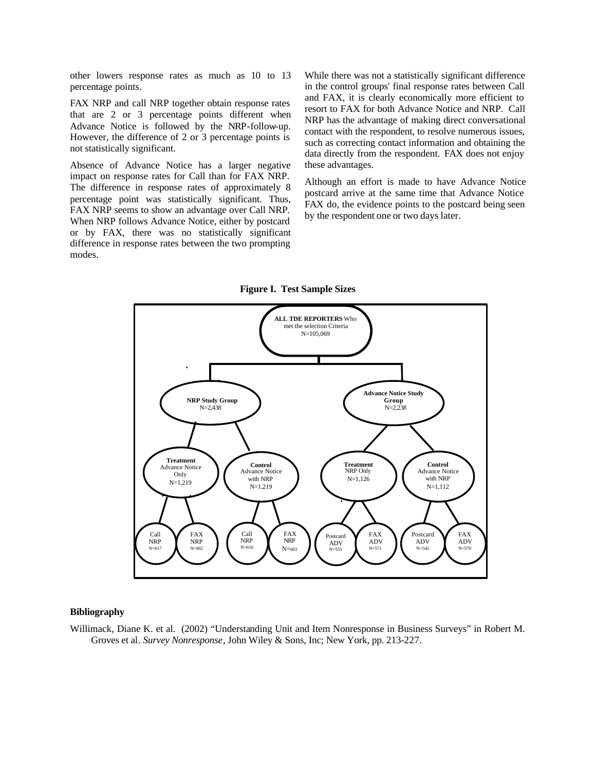other lowers response rates as much as 10 to 13 percentage points.

FAX NRP and call NRP together obtain response rates that are 2 or 3 percentage points different when Advance Notice is followed by the NRP-follow-up. However, the difference of 2 or 3 percentage points is not statistically significant.

Absence of Advance Notice has a larger negative impact on response rates for Call than for FAX NRP. The difference in response rates of approximately 8 percentage point was statistically significant. Thus, FAX NRP seems to show an advantage over Call NRP. When NRP follows Advance Notice, either by postcard or by FAX, there was no statistically significant difference in response rates between the two prompting modes.

While there was not a statistically significant difference in the control groups' final response rates between Call and FAX, it is clearly economically more efficient to resort to FAX for both Advance Notice and NRP. Call NRP has the advantage of making direct conversational contact with the respondent, to resolve numerous issues, such as correcting contact information and obtaining the data directly from the respondent. FAX does not enjoy these advantages.

Although an effort is made to have Advance Notice postcard arrive at the same time that Advance Notice FAX do, the evidence points to the postcard being seen by the respondent one or two days later.

**Figure I. Test Sample Sizes**

**ALL TDE REPORTERS** Who met the selection Criteria N=105,069

**NRP Study Group** N=2,438

**Advance Notice Study Group** N=2,238

**Treatment** Advance Notice Only N=1,219

**Control** Advance Notice with NRP N=1,219

**Treatment** NRP Only N=1,126

**Control** Advance Notice with NRP N=1,112

Call NRP N=617

FAX NRP N=602

Call NRP N=616

FAX NRP N=603

Postcard ADV N=555

FAX ADV N=571

Postcard ADV N=542

FAX ADV N=570

### Bibliography

Willimack, Diane K. et al. (2002) "Understanding Unit and Item Nonresponse in Business Surveys" in Robert M. Groves et al. *Survey Nonresponse*, John Wiley & Sons, Inc; New York, pp. 213-227.